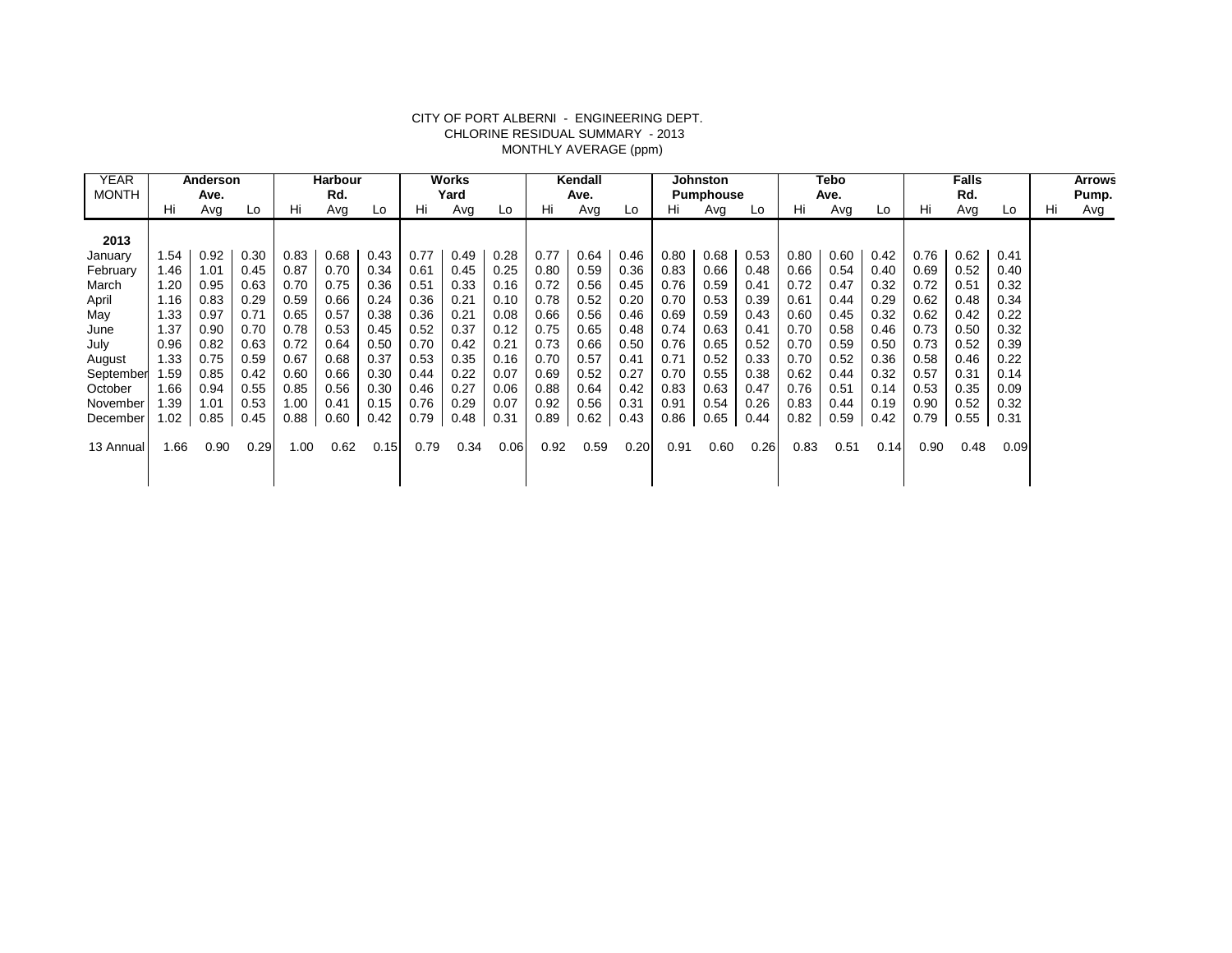CITY OF PORT ALBERNI - ENGINEERING DEPT.
CHLORINE RESIDUAL SUMMARY - 2013
MONTHLY AVERAGE (ppm)

| YEAR MONTH | Anderson Ave. | | | Harbour Rd. | | | Works Yard | | | Kendall Ave. | | | Johnston Pumphouse | | | Tebo Ave. | | | Falls Rd. | | | Arrows Pump. | |
|---|---|---|---|---|---|---|---|---|---|---|---|---|---|---|---|---|---|---|---|---|---|---|---|
| | Hi | Avg | Lo | Hi | Avg | Lo | Hi | Avg | Lo | Hi | Avg | Lo | Hi | Avg | Lo | Hi | Avg | Lo | Hi | Avg | Lo | Hi | Avg |
| **2013** | | | | | | | | | | | | | | | | | | | | | | | |
| January | 1.54 | 0.92 | 0.30 | 0.83 | 0.68 | 0.43 | 0.77 | 0.49 | 0.28 | 0.77 | 0.64 | 0.46 | 0.80 | 0.68 | 0.53 | 0.80 | 0.60 | 0.42 | 0.76 | 0.62 | 0.41 | | |
| February | 1.46 | 1.01 | 0.45 | 0.87 | 0.70 | 0.34 | 0.61 | 0.45 | 0.25 | 0.80 | 0.59 | 0.36 | 0.83 | 0.66 | 0.48 | 0.66 | 0.54 | 0.40 | 0.69 | 0.52 | 0.40 | | |
| March | 1.20 | 0.95 | 0.63 | 0.70 | 0.75 | 0.36 | 0.51 | 0.33 | 0.16 | 0.72 | 0.56 | 0.45 | 0.76 | 0.59 | 0.41 | 0.72 | 0.47 | 0.32 | 0.72 | 0.51 | 0.32 | | |
| April | 1.16 | 0.83 | 0.29 | 0.59 | 0.66 | 0.24 | 0.36 | 0.21 | 0.10 | 0.78 | 0.52 | 0.20 | 0.70 | 0.53 | 0.39 | 0.61 | 0.44 | 0.29 | 0.62 | 0.48 | 0.34 | | |
| May | 1.33 | 0.97 | 0.71 | 0.65 | 0.57 | 0.38 | 0.36 | 0.21 | 0.08 | 0.66 | 0.56 | 0.46 | 0.69 | 0.59 | 0.43 | 0.60 | 0.45 | 0.32 | 0.62 | 0.42 | 0.22 | | |
| June | 1.37 | 0.90 | 0.70 | 0.78 | 0.53 | 0.45 | 0.52 | 0.37 | 0.12 | 0.75 | 0.65 | 0.48 | 0.74 | 0.63 | 0.41 | 0.70 | 0.58 | 0.46 | 0.73 | 0.50 | 0.32 | | |
| July | 0.96 | 0.82 | 0.63 | 0.72 | 0.64 | 0.50 | 0.70 | 0.42 | 0.21 | 0.73 | 0.66 | 0.50 | 0.76 | 0.65 | 0.52 | 0.70 | 0.59 | 0.50 | 0.73 | 0.52 | 0.39 | | |
| August | 1.33 | 0.75 | 0.59 | 0.67 | 0.68 | 0.37 | 0.53 | 0.35 | 0.16 | 0.70 | 0.57 | 0.41 | 0.71 | 0.52 | 0.33 | 0.70 | 0.52 | 0.36 | 0.58 | 0.46 | 0.22 | | |
| September | 1.59 | 0.85 | 0.42 | 0.60 | 0.66 | 0.30 | 0.44 | 0.22 | 0.07 | 0.69 | 0.52 | 0.27 | 0.70 | 0.55 | 0.38 | 0.62 | 0.44 | 0.32 | 0.57 | 0.31 | 0.14 | | |
| October | 1.66 | 0.94 | 0.55 | 0.85 | 0.56 | 0.30 | 0.46 | 0.27 | 0.06 | 0.88 | 0.64 | 0.42 | 0.83 | 0.63 | 0.47 | 0.76 | 0.51 | 0.14 | 0.53 | 0.35 | 0.09 | | |
| November | 1.39 | 1.01 | 0.53 | 1.00 | 0.41 | 0.15 | 0.76 | 0.29 | 0.07 | 0.92 | 0.56 | 0.31 | 0.91 | 0.54 | 0.26 | 0.83 | 0.44 | 0.19 | 0.90 | 0.52 | 0.32 | | |
| December | 1.02 | 0.85 | 0.45 | 0.88 | 0.60 | 0.42 | 0.79 | 0.48 | 0.31 | 0.89 | 0.62 | 0.43 | 0.86 | 0.65 | 0.44 | 0.82 | 0.59 | 0.42 | 0.79 | 0.55 | 0.31 | | |
| 13 Annual | 1.66 | 0.90 | 0.29 | 1.00 | 0.62 | 0.15 | 0.79 | 0.34 | 0.06 | 0.92 | 0.59 | 0.20 | 0.91 | 0.60 | 0.26 | 0.83 | 0.51 | 0.14 | 0.90 | 0.48 | 0.09 | | |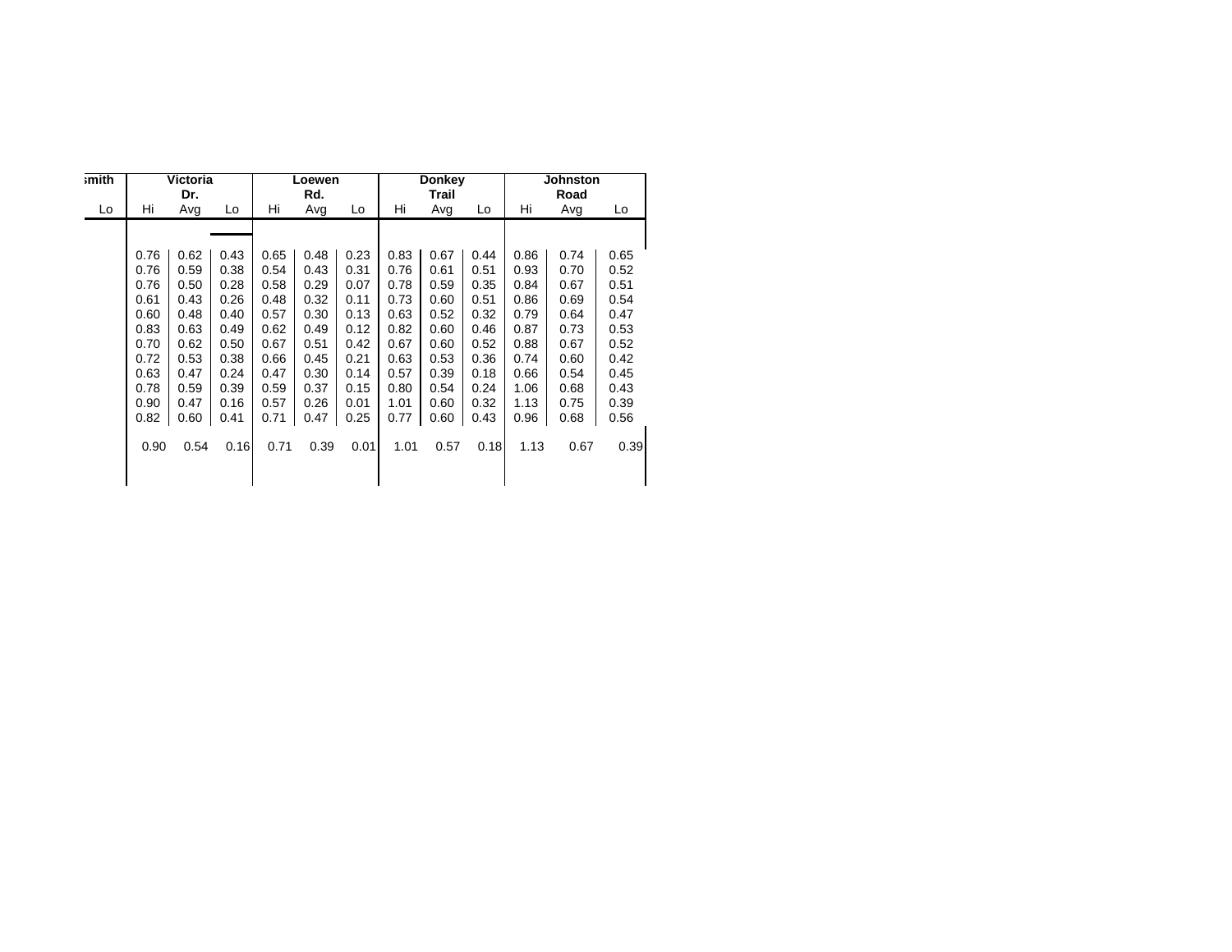| ...smith | Victoria Dr. | | | Loewen Rd. | | | Donkey Trail | | | Johnston Road | | |
|---|---|---|---|---|---|---|---|---|---|---|---|---|
| Lo | Hi | Avg | Lo | Hi | Avg | Lo | Hi | Avg | Lo | Hi | Avg | Lo |
| | 0.76 | 0.62 | 0.43 | 0.65 | 0.48 | 0.23 | 0.83 | 0.67 | 0.44 | 0.86 | 0.74 | 0.65 |
| | 0.76 | 0.59 | 0.38 | 0.54 | 0.43 | 0.31 | 0.76 | 0.61 | 0.51 | 0.93 | 0.70 | 0.52 |
| | 0.76 | 0.50 | 0.28 | 0.58 | 0.29 | 0.07 | 0.78 | 0.59 | 0.35 | 0.84 | 0.67 | 0.51 |
| | 0.61 | 0.43 | 0.26 | 0.48 | 0.32 | 0.11 | 0.73 | 0.60 | 0.51 | 0.86 | 0.69 | 0.54 |
| | 0.60 | 0.48 | 0.40 | 0.57 | 0.30 | 0.13 | 0.63 | 0.52 | 0.32 | 0.79 | 0.64 | 0.47 |
| | 0.83 | 0.63 | 0.49 | 0.62 | 0.49 | 0.12 | 0.82 | 0.60 | 0.46 | 0.87 | 0.73 | 0.53 |
| | 0.70 | 0.62 | 0.50 | 0.67 | 0.51 | 0.42 | 0.67 | 0.60 | 0.52 | 0.88 | 0.67 | 0.52 |
| | 0.72 | 0.53 | 0.38 | 0.66 | 0.45 | 0.21 | 0.63 | 0.53 | 0.36 | 0.74 | 0.60 | 0.42 |
| | 0.63 | 0.47 | 0.24 | 0.47 | 0.30 | 0.14 | 0.57 | 0.39 | 0.18 | 0.66 | 0.54 | 0.45 |
| | 0.78 | 0.59 | 0.39 | 0.59 | 0.37 | 0.15 | 0.80 | 0.54 | 0.24 | 1.06 | 0.68 | 0.43 |
| | 0.90 | 0.47 | 0.16 | 0.57 | 0.26 | 0.01 | 1.01 | 0.60 | 0.32 | 1.13 | 0.75 | 0.39 |
| | 0.82 | 0.60 | 0.41 | 0.71 | 0.47 | 0.25 | 0.77 | 0.60 | 0.43 | 0.96 | 0.68 | 0.56 |
| | 0.90 | 0.54 | 0.16 | 0.71 | 0.39 | 0.01 | 1.01 | 0.57 | 0.18 | 1.13 | 0.67 | 0.39 |